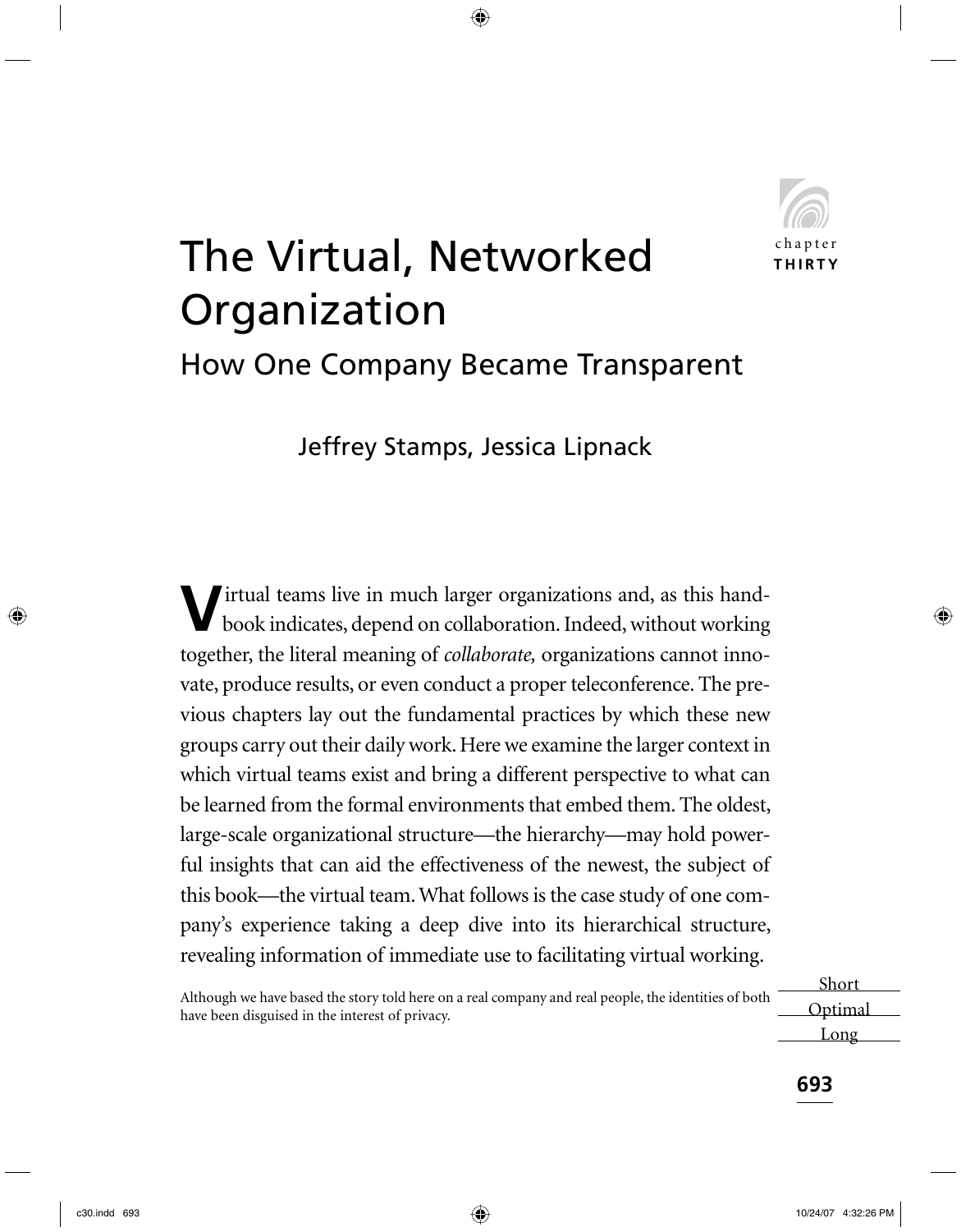chapter THIRTY

# The Virtual, Networked Organization

## How One Company Became Transparent

Jeffrey Stamps, Jessica Lipnack

Virtual teams live in much larger organizations and, as this handbook indicates, depend on collaboration. Indeed, without working together, the literal meaning of *collaborate,* organizations cannot innovate, produce results, or even conduct a proper teleconference. The previous chapters lay out the fundamental practices by which these new groups carry out their daily work. Here we examine the larger context in which virtual teams exist and bring a different perspective to what can be learned from the formal environments that embed them. The oldest, large-scale organizational structure—the hierarchy—may hold powerful insights that can aid the effectiveness of the newest, the subject of this book—the virtual team. What follows is the case study of one company's experience taking a deep dive into its hierarchical structure, revealing information of immediate use to facilitating virtual working.

Although we have based the story told here on a real company and real people, the identities of both have been disguised in the interest of privacy.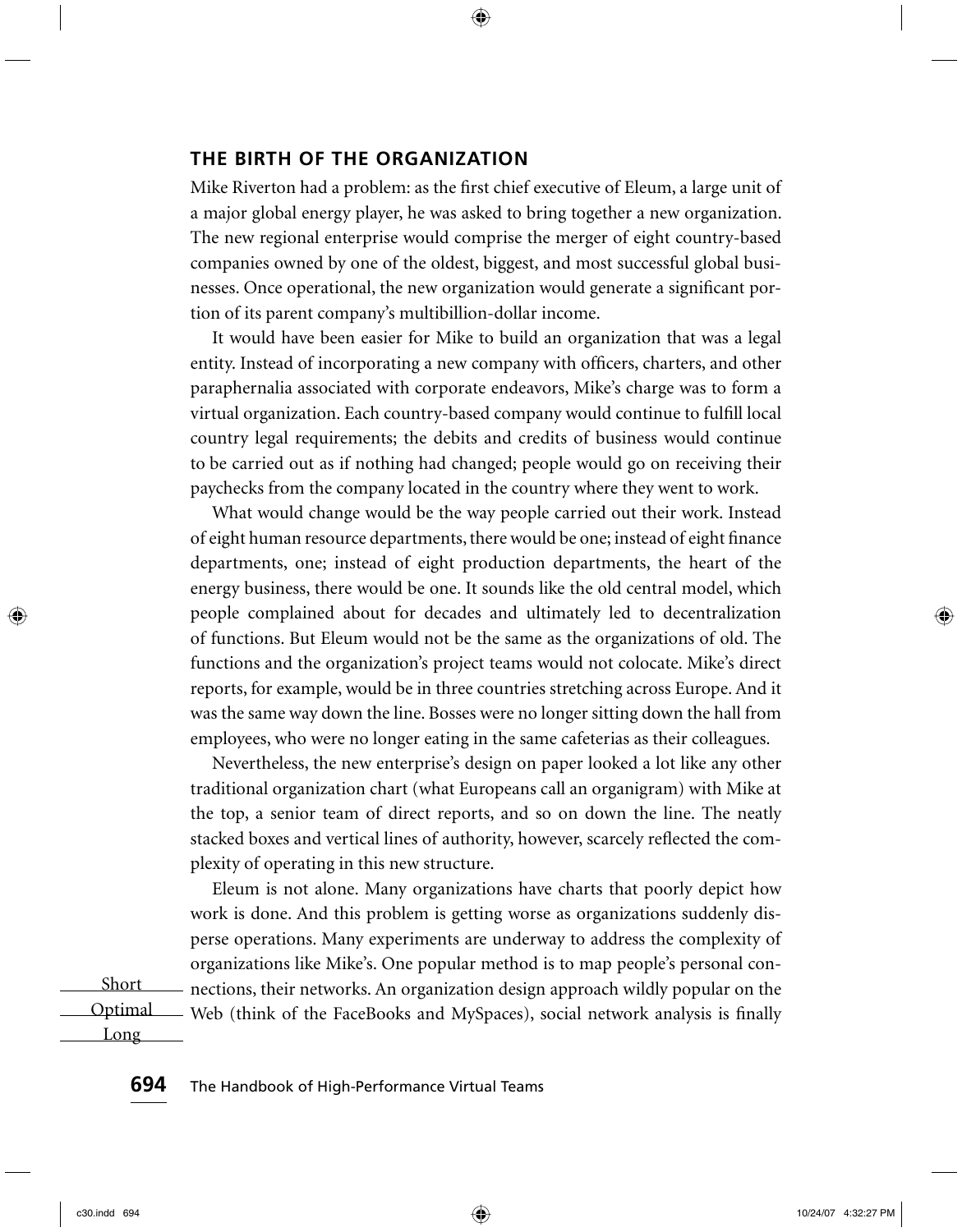## THE BIRTH OF THE ORGANIZATION

Mike Riverton had a problem: as the first chief executive of Eleum, a large unit of a major global energy player, he was asked to bring together a new organization. The new regional enterprise would comprise the merger of eight country-based companies owned by one of the oldest, biggest, and most successful global businesses. Once operational, the new organization would generate a significant portion of its parent company's multibillion-dollar income.

It would have been easier for Mike to build an organization that was a legal entity. Instead of incorporating a new company with officers, charters, and other paraphernalia associated with corporate endeavors, Mike's charge was to form a virtual organization. Each country-based company would continue to fulfill local country legal requirements; the debits and credits of business would continue to be carried out as if nothing had changed; people would go on receiving their paychecks from the company located in the country where they went to work.

What would change would be the way people carried out their work. Instead of eight human resource departments, there would be one; instead of eight finance departments, one; instead of eight production departments, the heart of the energy business, there would be one. It sounds like the old central model, which people complained about for decades and ultimately led to decentralization of functions. But Eleum would not be the same as the organizations of old. The functions and the organization's project teams would not colocate. Mike's direct reports, for example, would be in three countries stretching across Europe. And it was the same way down the line. Bosses were no longer sitting down the hall from employees, who were no longer eating in the same cafeterias as their colleagues.

Nevertheless, the new enterprise's design on paper looked a lot like any other traditional organization chart (what Europeans call an organigram) with Mike at the top, a senior team of direct reports, and so on down the line. The neatly stacked boxes and vertical lines of authority, however, scarcely reflected the complexity of operating in this new structure.

Eleum is not alone. Many organizations have charts that poorly depict how work is done. And this problem is getting worse as organizations suddenly disperse operations. Many experiments are underway to address the complexity of organizations like Mike's. One popular method is to map people's personal connections, their networks. An organization design approach wildly popular on the Web (think of the FaceBooks and MySpaces), social network analysis is finally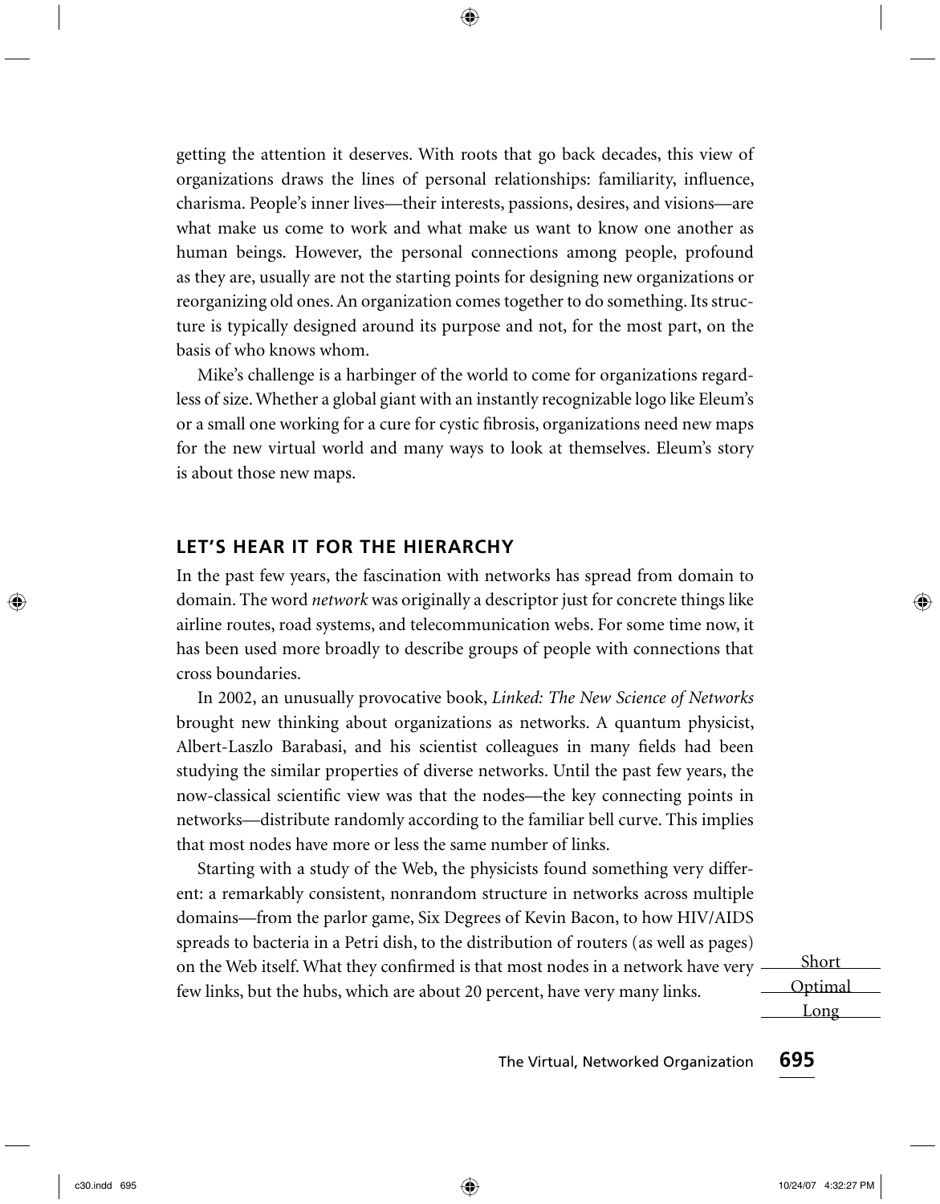getting the attention it deserves. With roots that go back decades, this view of organizations draws the lines of personal relationships: familiarity, influence, charisma. People's inner lives—their interests, passions, desires, and visions—are what make us come to work and what make us want to know one another as human beings. However, the personal connections among people, profound as they are, usually are not the starting points for designing new organizations or reorganizing old ones. An organization comes together to do something. Its structure is typically designed around its purpose and not, for the most part, on the basis of who knows whom.

Mike's challenge is a harbinger of the world to come for organizations regardless of size. Whether a global giant with an instantly recognizable logo like Eleum's or a small one working for a cure for cystic fibrosis, organizations need new maps for the new virtual world and many ways to look at themselves. Eleum's story is about those new maps.

## LET'S HEAR IT FOR THE HIERARCHY

In the past few years, the fascination with networks has spread from domain to domain. The word *network* was originally a descriptor just for concrete things like airline routes, road systems, and telecommunication webs. For some time now, it has been used more broadly to describe groups of people with connections that cross boundaries.

In 2002, an unusually provocative book, *Linked: The New Science of Networks* brought new thinking about organizations as networks. A quantum physicist, Albert-Laszlo Barabasi, and his scientist colleagues in many fields had been studying the similar properties of diverse networks. Until the past few years, the now-classical scientific view was that the nodes—the key connecting points in networks—distribute randomly according to the familiar bell curve. This implies that most nodes have more or less the same number of links.

Starting with a study of the Web, the physicists found something very different: a remarkably consistent, nonrandom structure in networks across multiple domains—from the parlor game, Six Degrees of Kevin Bacon, to how HIV/AIDS spreads to bacteria in a Petri dish, to the distribution of routers (as well as pages) on the Web itself. What they confirmed is that most nodes in a network have very few links, but the hubs, which are about 20 percent, have very many links.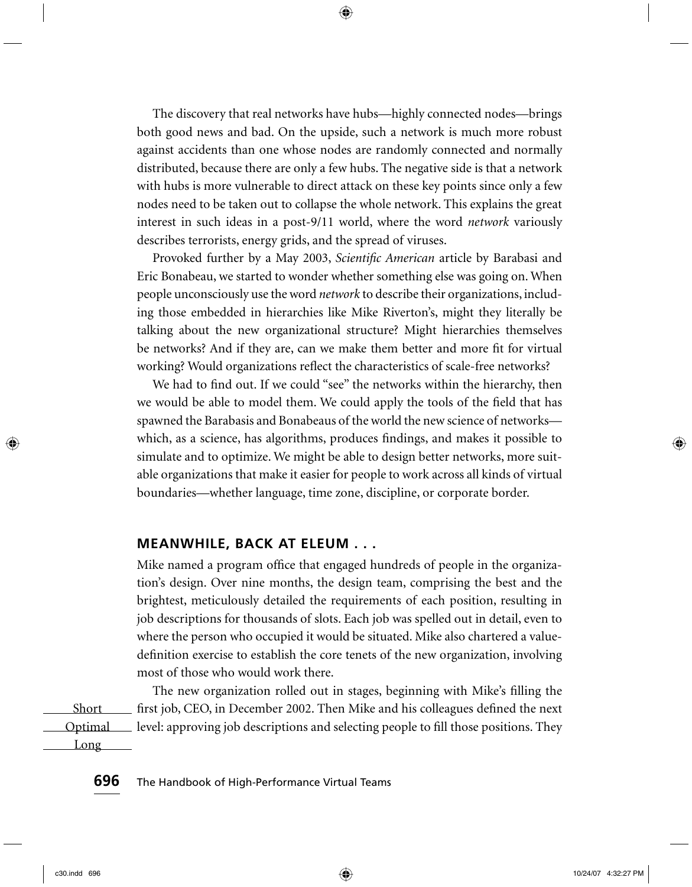The discovery that real networks have hubs—highly connected nodes—brings both good news and bad. On the upside, such a network is much more robust against accidents than one whose nodes are randomly connected and normally distributed, because there are only a few hubs. The negative side is that a network with hubs is more vulnerable to direct attack on these key points since only a few nodes need to be taken out to collapse the whole network. This explains the great interest in such ideas in a post-9/11 world, where the word *network* variously describes terrorists, energy grids, and the spread of viruses.

Provoked further by a May 2003, *Scientific American* article by Barabasi and Eric Bonabeau, we started to wonder whether something else was going on. When people unconsciously use the word *network* to describe their organizations, including those embedded in hierarchies like Mike Riverton's, might they literally be talking about the new organizational structure? Might hierarchies themselves be networks? And if they are, can we make them better and more fit for virtual working? Would organizations reflect the characteristics of scale-free networks?

We had to find out. If we could "see" the networks within the hierarchy, then we would be able to model them. We could apply the tools of the field that has spawned the Barabasis and Bonabeaus of the world the new science of networks—which, as a science, has algorithms, produces findings, and makes it possible to simulate and to optimize. We might be able to design better networks, more suitable organizations that make it easier for people to work across all kinds of virtual boundaries—whether language, time zone, discipline, or corporate border.

## MEANWHILE, BACK AT ELEUM . . .

Mike named a program office that engaged hundreds of people in the organization's design. Over nine months, the design team, comprising the best and the brightest, meticulously detailed the requirements of each position, resulting in job descriptions for thousands of slots. Each job was spelled out in detail, even to where the person who occupied it would be situated. Mike also chartered a value-definition exercise to establish the core tenets of the new organization, involving most of those who would work there.

The new organization rolled out in stages, beginning with Mike's filling the first job, CEO, in December 2002. Then Mike and his colleagues defined the next level: approving job descriptions and selecting people to fill those positions. They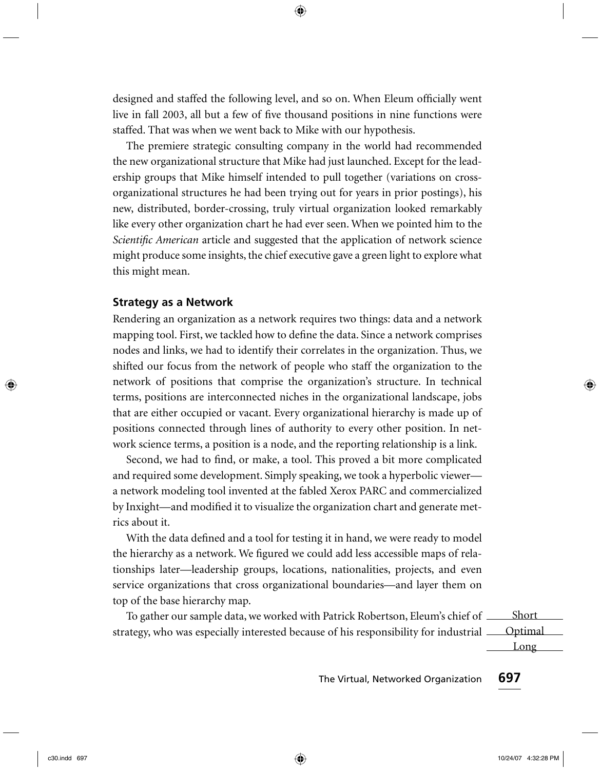designed and staffed the following level, and so on. When Eleum officially went live in fall 2003, all but a few of five thousand positions in nine functions were staffed. That was when we went back to Mike with our hypothesis.

The premiere strategic consulting company in the world had recommended the new organizational structure that Mike had just launched. Except for the leadership groups that Mike himself intended to pull together (variations on cross-organizational structures he had been trying out for years in prior postings), his new, distributed, border-crossing, truly virtual organization looked remarkably like every other organization chart he had ever seen. When we pointed him to the *Scientific American* article and suggested that the application of network science might produce some insights, the chief executive gave a green light to explore what this might mean.

### Strategy as a Network

Rendering an organization as a network requires two things: data and a network mapping tool. First, we tackled how to define the data. Since a network comprises nodes and links, we had to identify their correlates in the organization. Thus, we shifted our focus from the network of people who staff the organization to the network of positions that comprise the organization's structure. In technical terms, positions are interconnected niches in the organizational landscape, jobs that are either occupied or vacant. Every organizational hierarchy is made up of positions connected through lines of authority to every other position. In network science terms, a position is a node, and the reporting relationship is a link.

Second, we had to find, or make, a tool. This proved a bit more complicated and required some development. Simply speaking, we took a hyperbolic viewer—a network modeling tool invented at the fabled Xerox PARC and commercialized by Inxight—and modified it to visualize the organization chart and generate metrics about it.

With the data defined and a tool for testing it in hand, we were ready to model the hierarchy as a network. We figured we could add less accessible maps of relationships later—leadership groups, locations, nationalities, projects, and even service organizations that cross organizational boundaries—and layer them on top of the base hierarchy map.

To gather our sample data, we worked with Patrick Robertson, Eleum's chief of strategy, who was especially interested because of his responsibility for industrial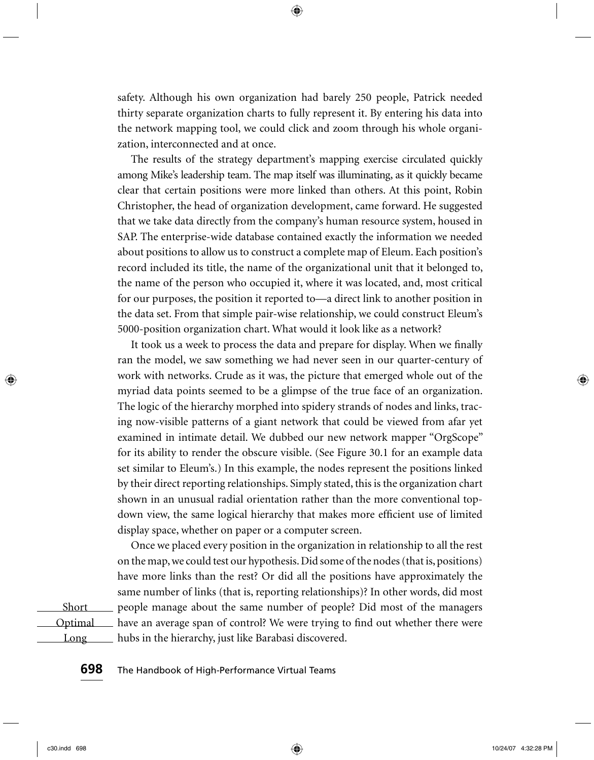safety. Although his own organization had barely 250 people, Patrick needed thirty separate organization charts to fully represent it. By entering his data into the network mapping tool, we could click and zoom through his whole organization, interconnected and at once.

The results of the strategy department's mapping exercise circulated quickly among Mike's leadership team. The map itself was illuminating, as it quickly became clear that certain positions were more linked than others. At this point, Robin Christopher, the head of organization development, came forward. He suggested that we take data directly from the company's human resource system, housed in SAP. The enterprise-wide database contained exactly the information we needed about positions to allow us to construct a complete map of Eleum. Each position's record included its title, the name of the organizational unit that it belonged to, the name of the person who occupied it, where it was located, and, most critical for our purposes, the position it reported to—a direct link to another position in the data set. From that simple pair-wise relationship, we could construct Eleum's 5000-position organization chart. What would it look like as a network?

It took us a week to process the data and prepare for display. When we finally ran the model, we saw something we had never seen in our quarter-century of work with networks. Crude as it was, the picture that emerged whole out of the myriad data points seemed to be a glimpse of the true face of an organization. The logic of the hierarchy morphed into spidery strands of nodes and links, tracing now-visible patterns of a giant network that could be viewed from afar yet examined in intimate detail. We dubbed our new network mapper "OrgScope" for its ability to render the obscure visible. (See Figure 30.1 for an example data set similar to Eleum's.) In this example, the nodes represent the positions linked by their direct reporting relationships. Simply stated, this is the organization chart shown in an unusual radial orientation rather than the more conventional top-down view, the same logical hierarchy that makes more efficient use of limited display space, whether on paper or a computer screen.

Once we placed every position in the organization in relationship to all the rest on the map, we could test our hypothesis. Did some of the nodes (that is, positions) have more links than the rest? Or did all the positions have approximately the same number of links (that is, reporting relationships)? In other words, did most people manage about the same number of people? Did most of the managers have an average span of control? We were trying to find out whether there were hubs in the hierarchy, just like Barabasi discovered.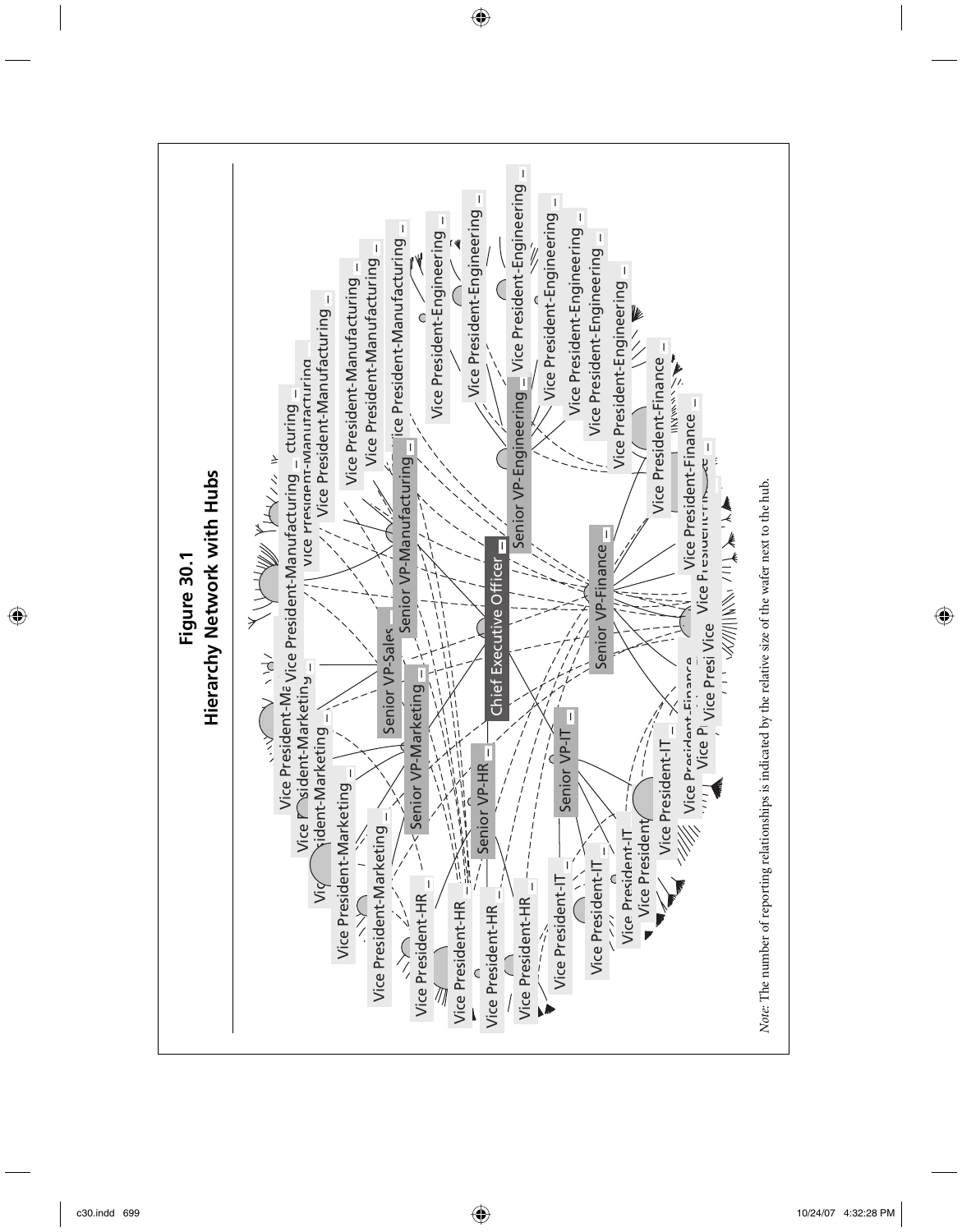**Figure 30.1**
**Hierarchy Network with Hubs**

*Note:* The number of reporting relationships is indicated by the relative size of the wafer next to the hub.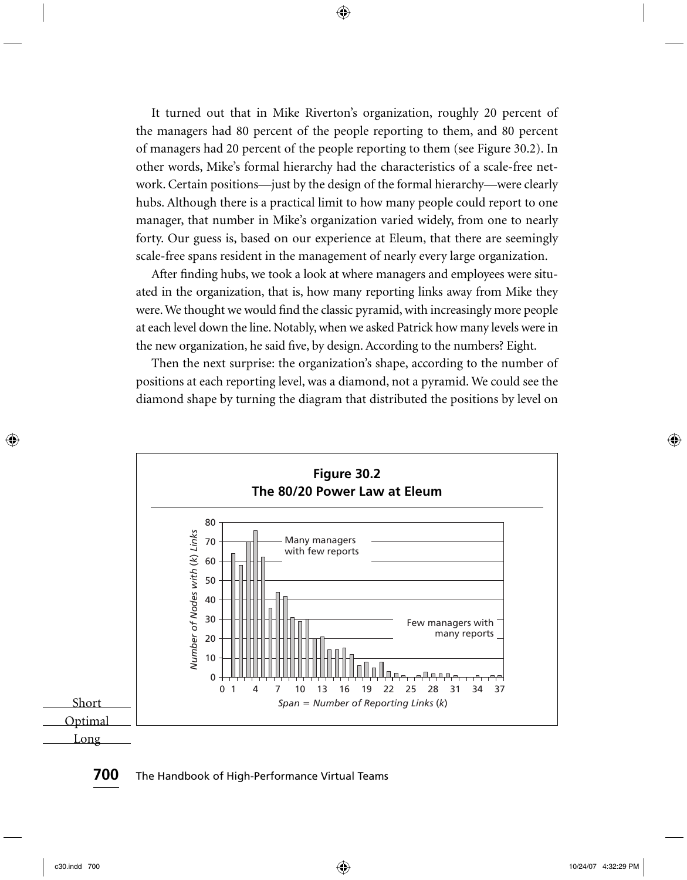It turned out that in Mike Riverton's organization, roughly 20 percent of the managers had 80 percent of the people reporting to them, and 80 percent of managers had 20 percent of the people reporting to them (see Figure 30.2). In other words, Mike's formal hierarchy had the characteristics of a scale-free network. Certain positions—just by the design of the formal hierarchy—were clearly hubs. Although there is a practical limit to how many people could report to one manager, that number in Mike's organization varied widely, from one to nearly forty. Our guess is, based on our experience at Eleum, that there are seemingly scale-free spans resident in the management of nearly every large organization.

After finding hubs, we took a look at where managers and employees were situated in the organization, that is, how many reporting links away from Mike they were. We thought we would find the classic pyramid, with increasingly more people at each level down the line. Notably, when we asked Patrick how many levels were in the new organization, he said five, by design. According to the numbers? Eight.

Then the next surprise: the organization's shape, according to the number of positions at each reporting level, was a diamond, not a pyramid. We could see the diamond shape by turning the diagram that distributed the positions by level on

**Figure 30.2**
**The 80/20 Power Law at Eleum**

[Bar chart. Y-axis: *Number of Nodes with (k) Links* (0–80). X-axis: *Span = Number of Reporting Links (k)* (0–37). Annotations: "Many managers with few reports"; "Few managers with many reports".]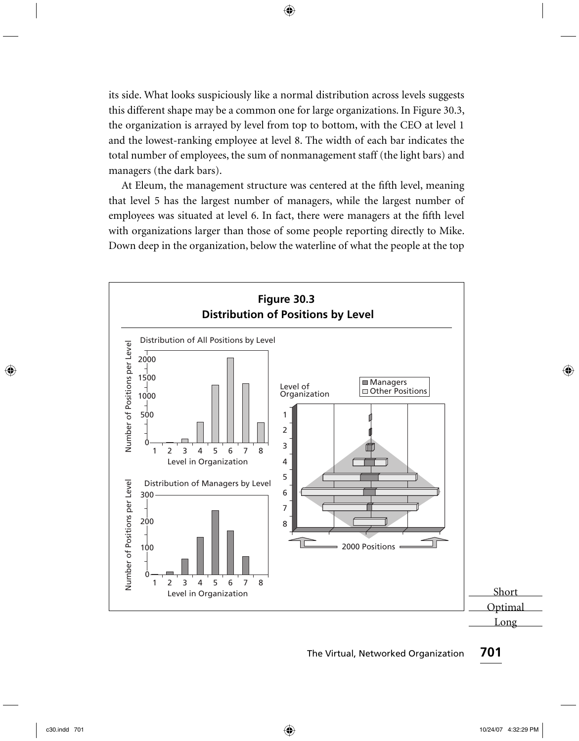its side. What looks suspiciously like a normal distribution across levels suggests this different shape may be a common one for large organizations. In Figure 30.3, the organization is arrayed by level from top to bottom, with the CEO at level 1 and the lowest-ranking employee at level 8. The width of each bar indicates the total number of employees, the sum of nonmanagement staff (the light bars) and managers (the dark bars).

At Eleum, the management structure was centered at the fifth level, meaning that level 5 has the largest number of managers, while the largest number of employees was situated at level 6. In fact, there were managers at the fifth level with organizations larger than those of some people reporting directly to Mike. Down deep in the organization, below the waterline of what the people at the top

**Figure 30.3**
**Distribution of Positions by Level**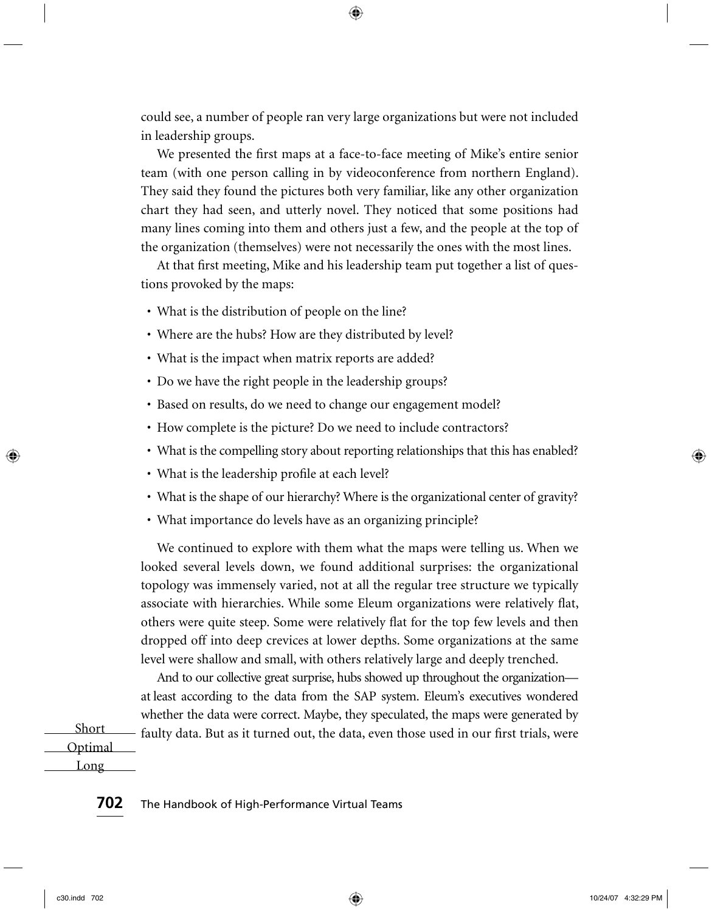could see, a number of people ran very large organizations but were not included in leadership groups.

We presented the first maps at a face-to-face meeting of Mike's entire senior team (with one person calling in by videoconference from northern England). They said they found the pictures both very familiar, like any other organization chart they had seen, and utterly novel. They noticed that some positions had many lines coming into them and others just a few, and the people at the top of the organization (themselves) were not necessarily the ones with the most lines.

At that first meeting, Mike and his leadership team put together a list of questions provoked by the maps:

- What is the distribution of people on the line?
- Where are the hubs? How are they distributed by level?
- What is the impact when matrix reports are added?
- Do we have the right people in the leadership groups?
- Based on results, do we need to change our engagement model?
- How complete is the picture? Do we need to include contractors?
- What is the compelling story about reporting relationships that this has enabled?
- What is the leadership profile at each level?
- What is the shape of our hierarchy? Where is the organizational center of gravity?
- What importance do levels have as an organizing principle?

We continued to explore with them what the maps were telling us. When we looked several levels down, we found additional surprises: the organizational topology was immensely varied, not at all the regular tree structure we typically associate with hierarchies. While some Eleum organizations were relatively flat, others were quite steep. Some were relatively flat for the top few levels and then dropped off into deep crevices at lower depths. Some organizations at the same level were shallow and small, with others relatively large and deeply trenched.

And to our collective great surprise, hubs showed up throughout the organization—at least according to the data from the SAP system. Eleum's executives wondered whether the data were correct. Maybe, they speculated, the maps were generated by faulty data. But as it turned out, the data, even those used in our first trials, were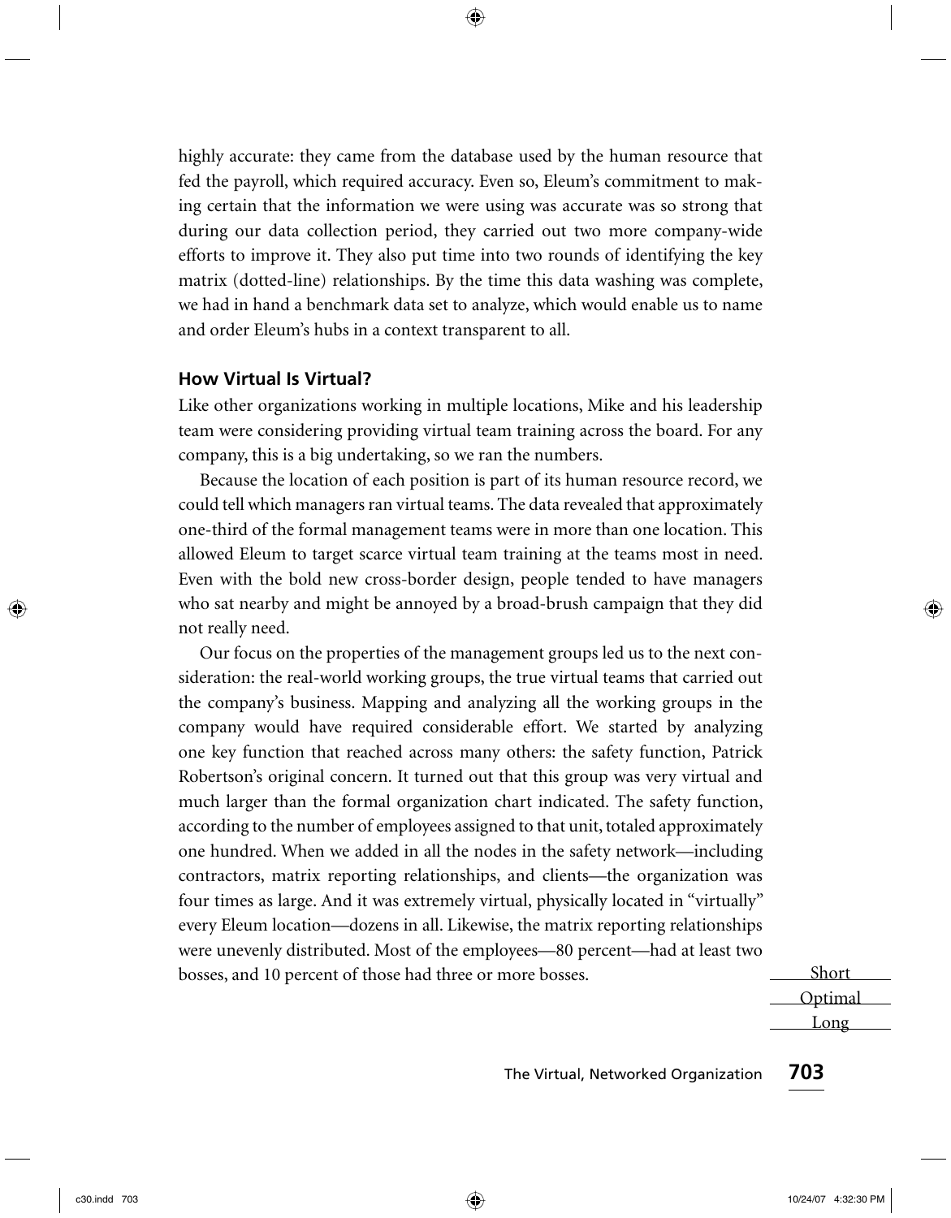highly accurate: they came from the database used by the human resource that fed the payroll, which required accuracy. Even so, Eleum's commitment to making certain that the information we were using was accurate was so strong that during our data collection period, they carried out two more company-wide efforts to improve it. They also put time into two rounds of identifying the key matrix (dotted-line) relationships. By the time this data washing was complete, we had in hand a benchmark data set to analyze, which would enable us to name and order Eleum's hubs in a context transparent to all.

### How Virtual Is Virtual?

Like other organizations working in multiple locations, Mike and his leadership team were considering providing virtual team training across the board. For any company, this is a big undertaking, so we ran the numbers.

Because the location of each position is part of its human resource record, we could tell which managers ran virtual teams. The data revealed that approximately one-third of the formal management teams were in more than one location. This allowed Eleum to target scarce virtual team training at the teams most in need. Even with the bold new cross-border design, people tended to have managers who sat nearby and might be annoyed by a broad-brush campaign that they did not really need.

Our focus on the properties of the management groups led us to the next consideration: the real-world working groups, the true virtual teams that carried out the company's business. Mapping and analyzing all the working groups in the company would have required considerable effort. We started by analyzing one key function that reached across many others: the safety function, Patrick Robertson's original concern. It turned out that this group was very virtual and much larger than the formal organization chart indicated. The safety function, according to the number of employees assigned to that unit, totaled approximately one hundred. When we added in all the nodes in the safety network—including contractors, matrix reporting relationships, and clients—the organization was four times as large. And it was extremely virtual, physically located in "virtually" every Eleum location—dozens in all. Likewise, the matrix reporting relationships were unevenly distributed. Most of the employees—80 percent—had at least two bosses, and 10 percent of those had three or more bosses.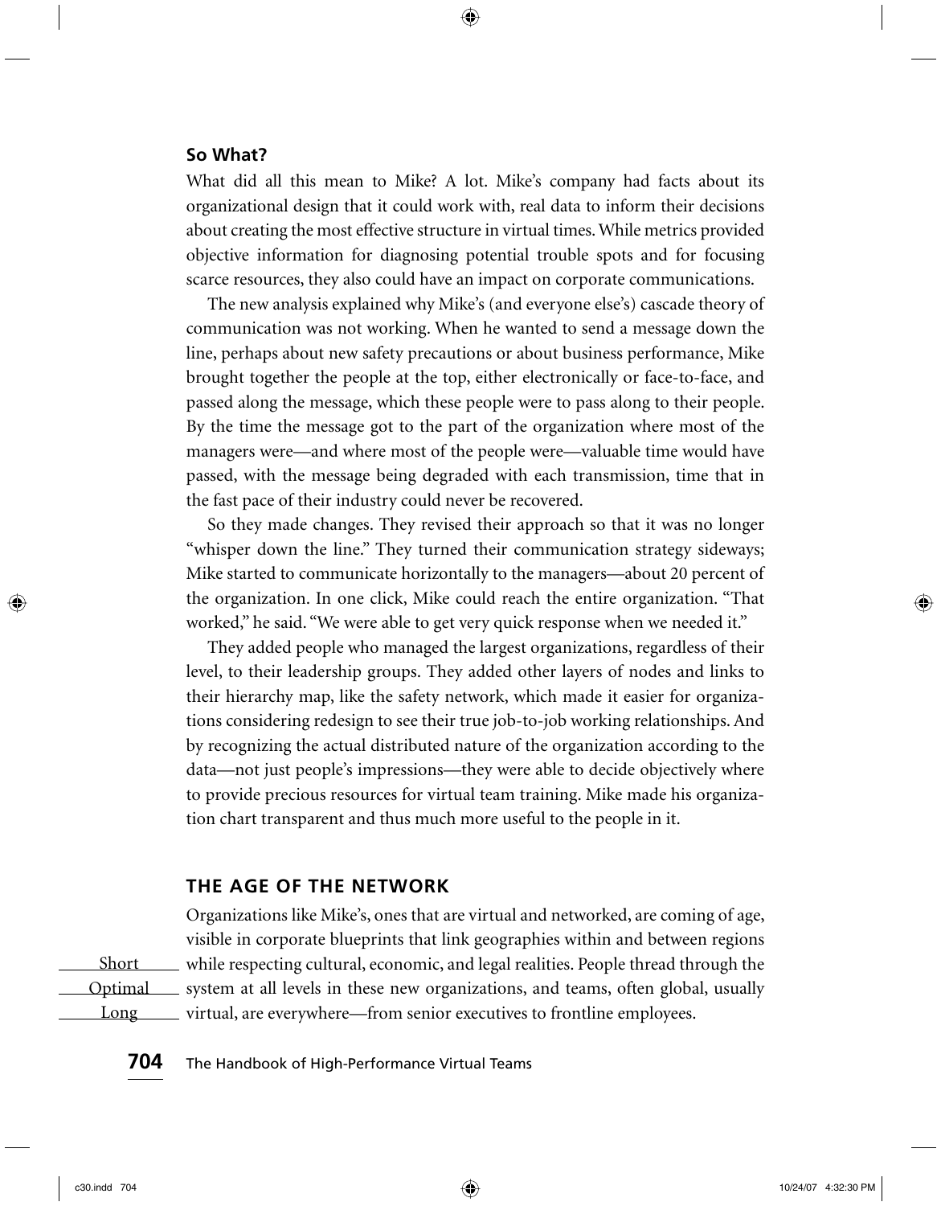### So What?

What did all this mean to Mike? A lot. Mike's company had facts about its organizational design that it could work with, real data to inform their decisions about creating the most effective structure in virtual times. While metrics provided objective information for diagnosing potential trouble spots and for focusing scarce resources, they also could have an impact on corporate communications.

The new analysis explained why Mike's (and everyone else's) cascade theory of communication was not working. When he wanted to send a message down the line, perhaps about new safety precautions or about business performance, Mike brought together the people at the top, either electronically or face-to-face, and passed along the message, which these people were to pass along to their people. By the time the message got to the part of the organization where most of the managers were—and where most of the people were—valuable time would have passed, with the message being degraded with each transmission, time that in the fast pace of their industry could never be recovered.

So they made changes. They revised their approach so that it was no longer "whisper down the line." They turned their communication strategy sideways; Mike started to communicate horizontally to the managers—about 20 percent of the organization. In one click, Mike could reach the entire organization. "That worked," he said. "We were able to get very quick response when we needed it."

They added people who managed the largest organizations, regardless of their level, to their leadership groups. They added other layers of nodes and links to their hierarchy map, like the safety network, which made it easier for organizations considering redesign to see their true job-to-job working relationships. And by recognizing the actual distributed nature of the organization according to the data—not just people's impressions—they were able to decide objectively where to provide precious resources for virtual team training. Mike made his organization chart transparent and thus much more useful to the people in it.

## THE AGE OF THE NETWORK

Organizations like Mike's, ones that are virtual and networked, are coming of age, visible in corporate blueprints that link geographies within and between regions while respecting cultural, economic, and legal realities. People thread through the system at all levels in these new organizations, and teams, often global, usually virtual, are everywhere—from senior executives to frontline employees.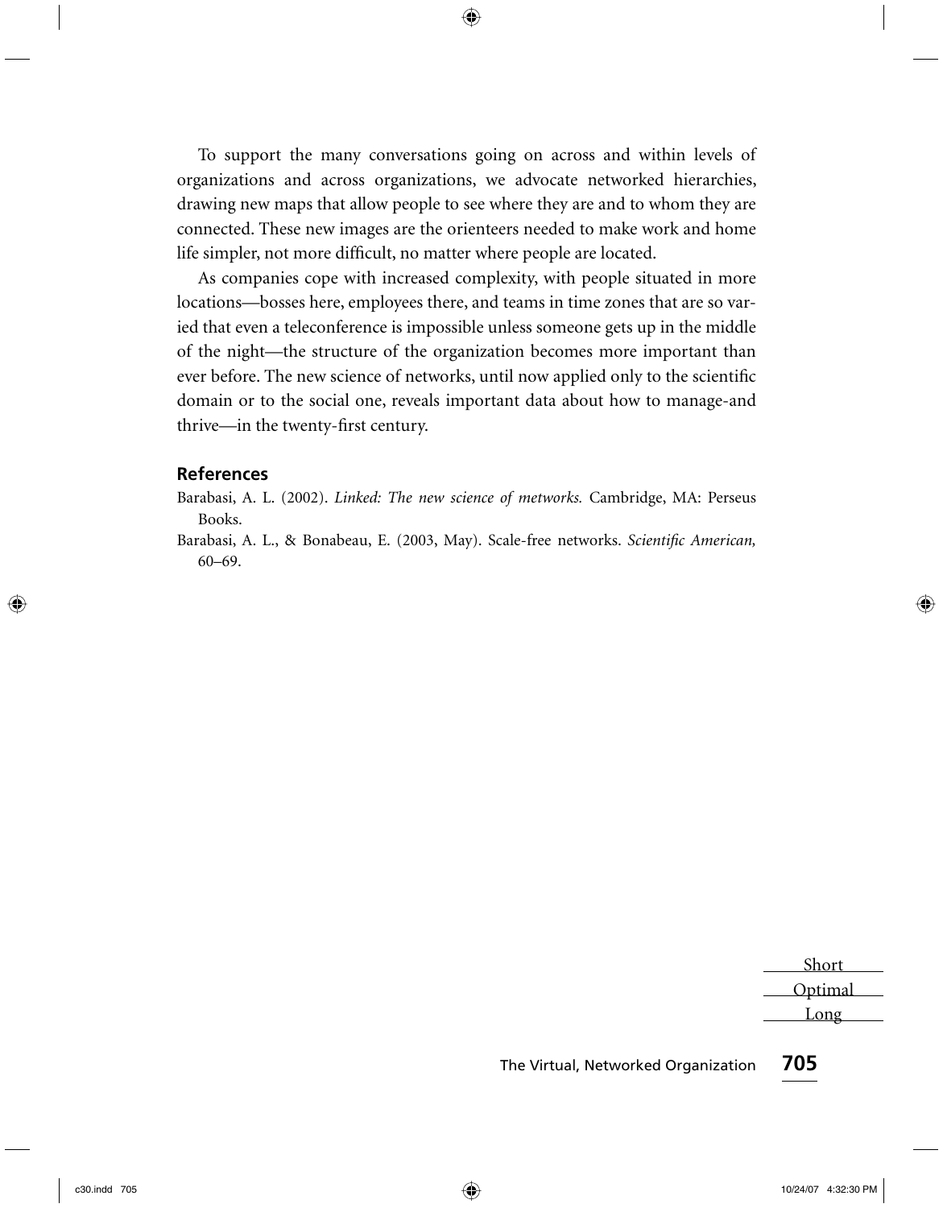To support the many conversations going on across and within levels of organizations and across organizations, we advocate networked hierarchies, drawing new maps that allow people to see where they are and to whom they are connected. These new images are the orienteers needed to make work and home life simpler, not more difficult, no matter where people are located.

As companies cope with increased complexity, with people situated in more locations—bosses here, employees there, and teams in time zones that are so varied that even a teleconference is impossible unless someone gets up in the middle of the night—the structure of the organization becomes more important than ever before. The new science of networks, until now applied only to the scientific domain or to the social one, reveals important data about how to manage-and thrive—in the twenty-first century.

## References

Barabasi, A. L. (2002). *Linked: The new science of metworks.* Cambridge, MA: Perseus Books.

Barabasi, A. L., & Bonabeau, E. (2003, May). Scale-free networks. *Scientific American,* 60–69.